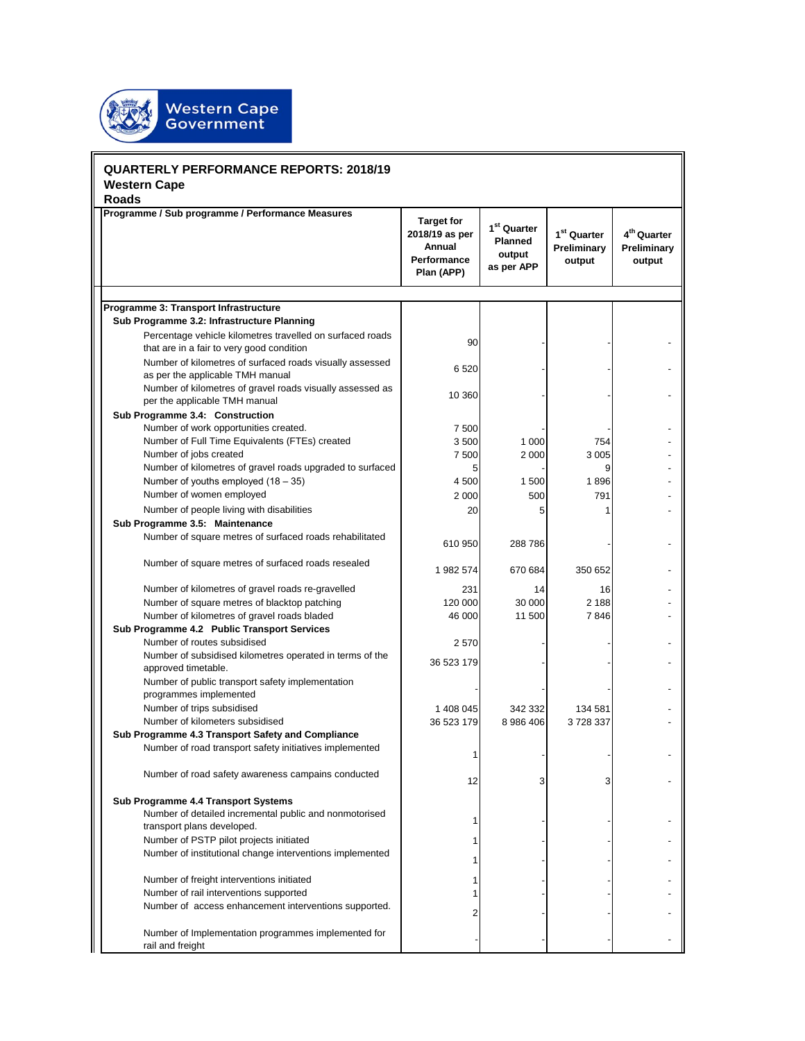Western Cape Government

**QUARTERLY PERFORMANCE REPORTS: 2018/19**
**Western Cape**
**Roads**

| Programme / Sub programme / Performance Measures | Target for 2018/19 as per Annual Performance Plan (APP) | 1st Quarter Planned output as per APP | 1st Quarter Preliminary output | 4th Quarter Preliminary output |
|---|---|---|---|---|
| **Programme 3: Transport Infrastructure** | | | | |
| **Sub Programme 3.2: Infrastructure Planning** | | | | |
| Percentage vehicle kilometres travelled on surfaced roads that are in a fair to very good condition | 90 | - | - | - |
| Number of kilometres of surfaced roads visually assessed as per the applicable TMH manual | 6 520 | - | - | - |
| Number of kilometres of gravel roads visually assessed as per the applicable TMH manual | 10 360 | - | - | - |
| **Sub Programme 3.4: Construction** | | | | |
| Number of work opportunities created. | 7 500 | - | - | - |
| Number of Full Time Equivalents (FTEs) created | 3 500 | 1 000 | 754 | - |
| Number of jobs created | 7 500 | 2 000 | 3 005 | - |
| Number of kilometres of gravel roads upgraded to surfaced | 5 | - | 9 | - |
| Number of youths employed (18 – 35) | 4 500 | 1 500 | 1 896 | - |
| Number of women employed | 2 000 | 500 | 791 | - |
| Number of people living with disabilities | 20 | 5 | 1 | - |
| **Sub Programme 3.5: Maintenance** | | | | |
| Number of square metres of surfaced roads rehabilitated | 610 950 | 288 786 | - | - |
| Number of square metres of surfaced roads resealed | 1 982 574 | 670 684 | 350 652 | - |
| Number of kilometres of gravel roads re-gravelled | 231 | 14 | 16 | - |
| Number of square metres of blacktop patching | 120 000 | 30 000 | 2 188 | - |
| Number of kilometres of gravel roads bladed | 46 000 | 11 500 | 7 846 | - |
| **Sub Programme 4.2 Public Transport Services** | | | | |
| Number of routes subsidised | 2 570 | - | - | - |
| Number of subsidised kilometres operated in terms of the approved timetable. | 36 523 179 | - | - | - |
| Number of public transport safety implementation programmes implemented | - | - | - | - |
| Number of trips subsidised | 1 408 045 | 342 332 | 134 581 | - |
| Number of kilometers subsidised | 36 523 179 | 8 986 406 | 3 728 337 | - |
| **Sub Programme 4.3 Transport Safety and Compliance** | | | | |
| Number of road transport safety initiatives implemented | 1 | - | - | - |
| Number of road safety awareness campains conducted | 12 | 3 | 3 | - |
| **Sub Programme 4.4 Transport Systems** | | | | |
| Number of detailed incremental public and nonmotorised transport plans developed. | 1 | - | - | - |
| Number of PSTP pilot projects initiated | 1 | - | - | - |
| Number of institutional change interventions implemented | 1 | - | - | - |
| Number of freight interventions initiated | 1 | - | - | - |
| Number of rail interventions supported | 1 | - | - | - |
| Number of access enhancement interventions supported. | 2 | - | - | - |
| Number of Implementation programmes implemented for rail and freight | - | - | - | - |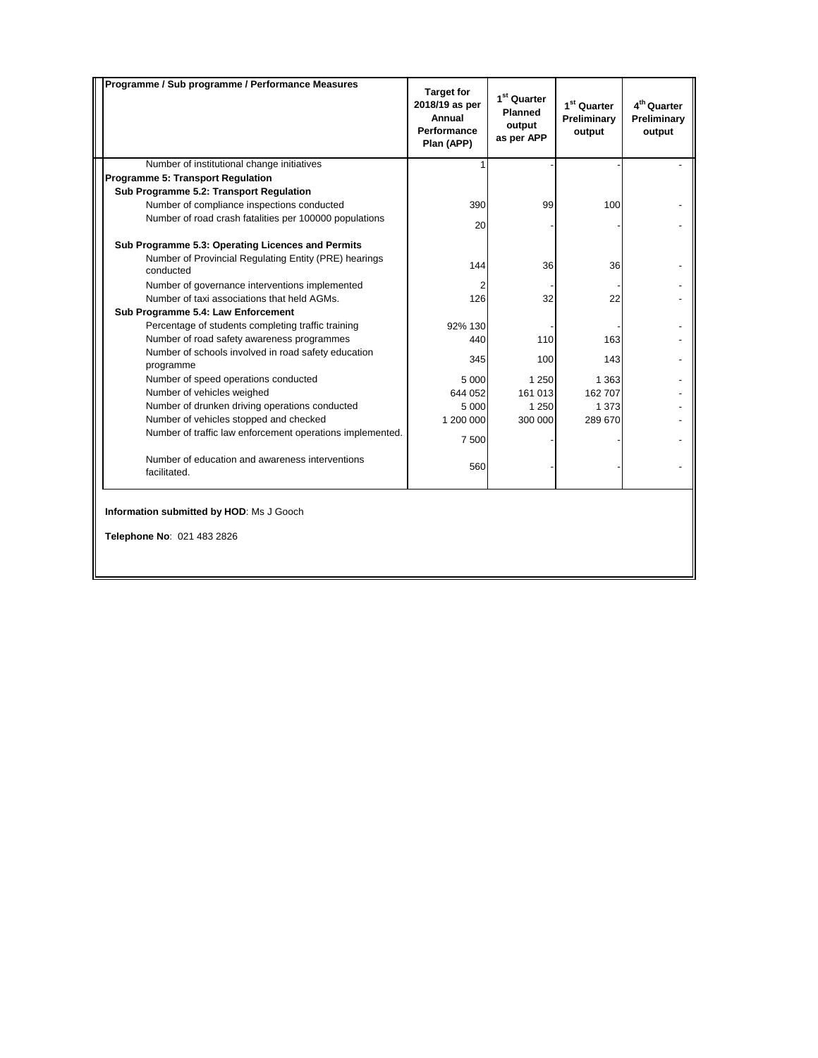| Programme / Sub programme / Performance Measures | Target for 2018/19 as per Annual Performance Plan (APP) | 1st Quarter Planned output as per APP | 1st Quarter Preliminary output | 4th Quarter Preliminary output |
|---|---|---|---|---|
| Number of institutional change initiatives | 1 | - | - | - |
| **Programme 5: Transport Regulation** | | | | |
| **Sub Programme 5.2: Transport Regulation** | | | | |
| Number of compliance inspections conducted | 390 | 99 | 100 | - |
| Number of road crash fatalities per 100000 populations | 20 | - | - | - |
| **Sub Programme 5.3: Operating Licences and Permits** | | | | |
| Number of Provincial Regulating Entity (PRE) hearings conducted | 144 | 36 | 36 | - |
| Number of governance interventions implemented | 2 | - | - | - |
| Number of taxi associations that held AGMs. | 126 | 32 | 22 | - |
| **Sub Programme 5.4: Law Enforcement** | | | | |
| Percentage of students completing traffic training | 92% 130 | - | - | - |
| Number of road safety awareness programmes | 440 | 110 | 163 | - |
| Number of schools involved in road safety education programme | 345 | 100 | 143 | - |
| Number of speed operations conducted | 5 000 | 1 250 | 1 363 | - |
| Number of vehicles weighed | 644 052 | 161 013 | 162 707 | - |
| Number of drunken driving operations conducted | 5 000 | 1 250 | 1 373 | - |
| Number of vehicles stopped and checked | 1 200 000 | 300 000 | 289 670 | - |
| Number of traffic law enforcement operations implemented. | 7 500 | - | - | - |
| Number of education and awareness interventions facilitated. | 560 | - | - | - |

**Information submitted by HOD**: Ms J Gooch

**Telephone No**: 021 483 2826